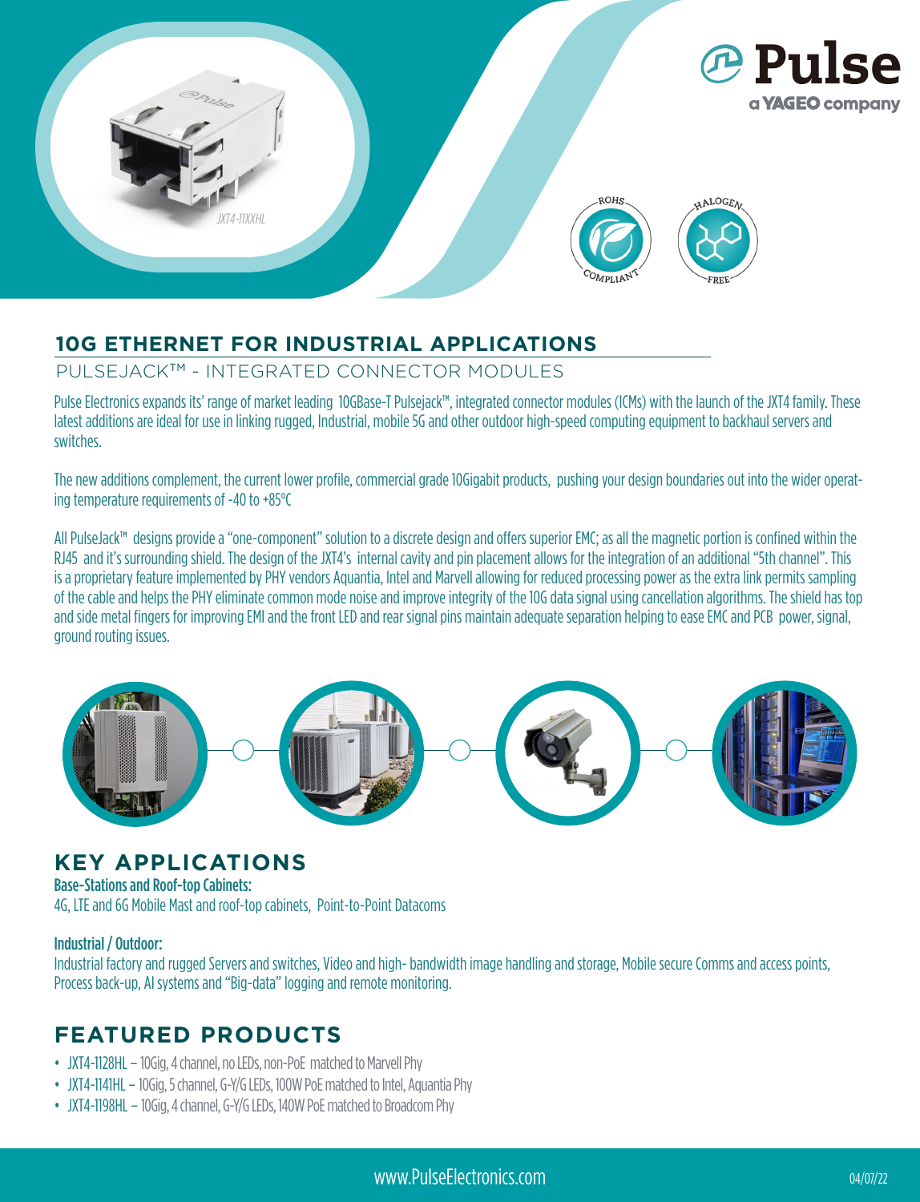# 10G ETHERNET FOR INDUSTRIAL APPLICATIONS

## PULSEJACK™ - INTEGRATED CONNECTOR MODULES

Pulse Electronics expands its' range of market leading 10GBase-T Pulsejack™, integrated connector modules (ICMs) with the launch of the JXT4 family. These latest additions are ideal for use in linking rugged, Industrial, mobile 5G and other outdoor high-speed computing equipment to backhaul servers and switches.

The new additions complement, the current lower profile, commercial grade 10Gigabit products, pushing your design boundaries out into the wider operating temperature requirements of -40 to +85°C

All PulseJack™ designs provide a "one-component" solution to a discrete design and offers superior EMC; as all the magnetic portion is confined within the RJ45 and it's surrounding shield. The design of the JXT4's internal cavity and pin placement allows for the integration of an additional "5th channel". This is a proprietary feature implemented by PHY vendors Aquantia, Intel and Marvell allowing for reduced processing power as the extra link permits sampling of the cable and helps the PHY eliminate common mode noise and improve integrity of the 10G data signal using cancellation algorithms. The shield has top and side metal fingers for improving EMI and the front LED and rear signal pins maintain adequate separation helping to ease EMC and PCB power, signal, ground routing issues.

## KEY APPLICATIONS

**Base-Stations and Roof-top Cabinets:**
4G, LTE and 6G Mobile Mast and roof-top cabinets, Point-to-Point Datacoms

**Industrial / Outdoor:**
Industrial factory and rugged Servers and switches, Video and high- bandwidth image handling and storage, Mobile secure Comms and access points, Process back-up, AI systems and "Big-data" logging and remote monitoring.

## FEATURED PRODUCTS

- JXT4-1128HL – 10Gig, 4 channel, no LEDs, non-PoE matched to Marvell Phy
- JXT4-1141HL – 10Gig, 5 channel, G-Y/G LEDs, 100W PoE matched to Intel, Aquantia Phy
- JXT4-1198HL – 10Gig, 4 channel, G-Y/G LEDs, 140W PoE matched to Broadcom Phy

www.PulseElectronics.com

04/07/22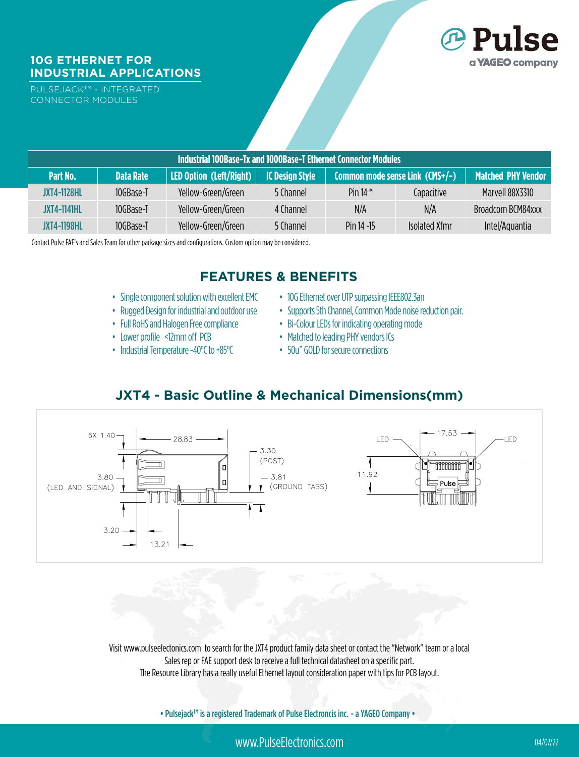# 10G ETHERNET FOR INDUSTRIAL APPLICATIONS

PULSEJACK™ - INTEGRATED CONNECTOR MODULES

Pulse
a YAGEO company

| Industrial 100Base-Tx and 1000Base-T Ethernet Connector Modules | | | | | | |
|---|---|---|---|---|---|---|
| Part No. | Data Rate | LED Option (Left/Right) | IC Design Style | Common mode sense Link (CMS+/-) | | Matched PHY Vendor |
| JXT4-1128HL | 10GBase-T | Yellow-Green/Green | 5 Channel | Pin 14 * | Capacitive | Marvell 88X3310 |
| JXT4-1141HL | 10GBase-T | Yellow-Green/Green | 4 Channel | N/A | N/A | Broadcom BCM84xxx |
| JXT4-1198HL | 10GBase-T | Yellow-Green/Green | 5 Channel | Pin 14 -15 | Isolated Xfmr | Intel/Aquantia |

Contact Pulse FAE's and Sales Team for other package sizes and configurations. Custom option may be considered.

## FEATURES & BENEFITS

- Single component solution with excellent EMC
- Rugged Design for industrial and outdoor use
- Full RoHS and Halogen Free compliance
- Lower profile <12mm off PCB
- Industrial Temperature -40°C to +85°C
- 10G Ethernet over UTP surpassing IEEE802.3an
- Supports 5th Channel, Common Mode noise reduction pair.
- Bi-Colour LEDs for indicating operating mode
- Matched to leading PHY vendors ICs
- 50u" GOLD for secure connections

## JXT4 - Basic Outline & Mechanical Dimensions(mm)

6X 1.40
28.83
3.30
(POST)
3.80
(LED AND SIGNAL)
3.81
(GROUND TABS)
3.20
13.21
LED
17.53
LED
11.92
Pulse

Visit www.pulseelectonics.com to search for the JXT4 product family data sheet or contact the "Network" team or a local Sales rep or FAE support desk to receive a full technical datasheet on a specific part.
The Resource Library has a really useful Ethernet layout consideration paper with tips for PCB layout.

• Pulsejack™ is a registered Trademark of Pulse Electroncis inc. - a YAGEO Company •

www.PulseElectronics.com

04/07/22